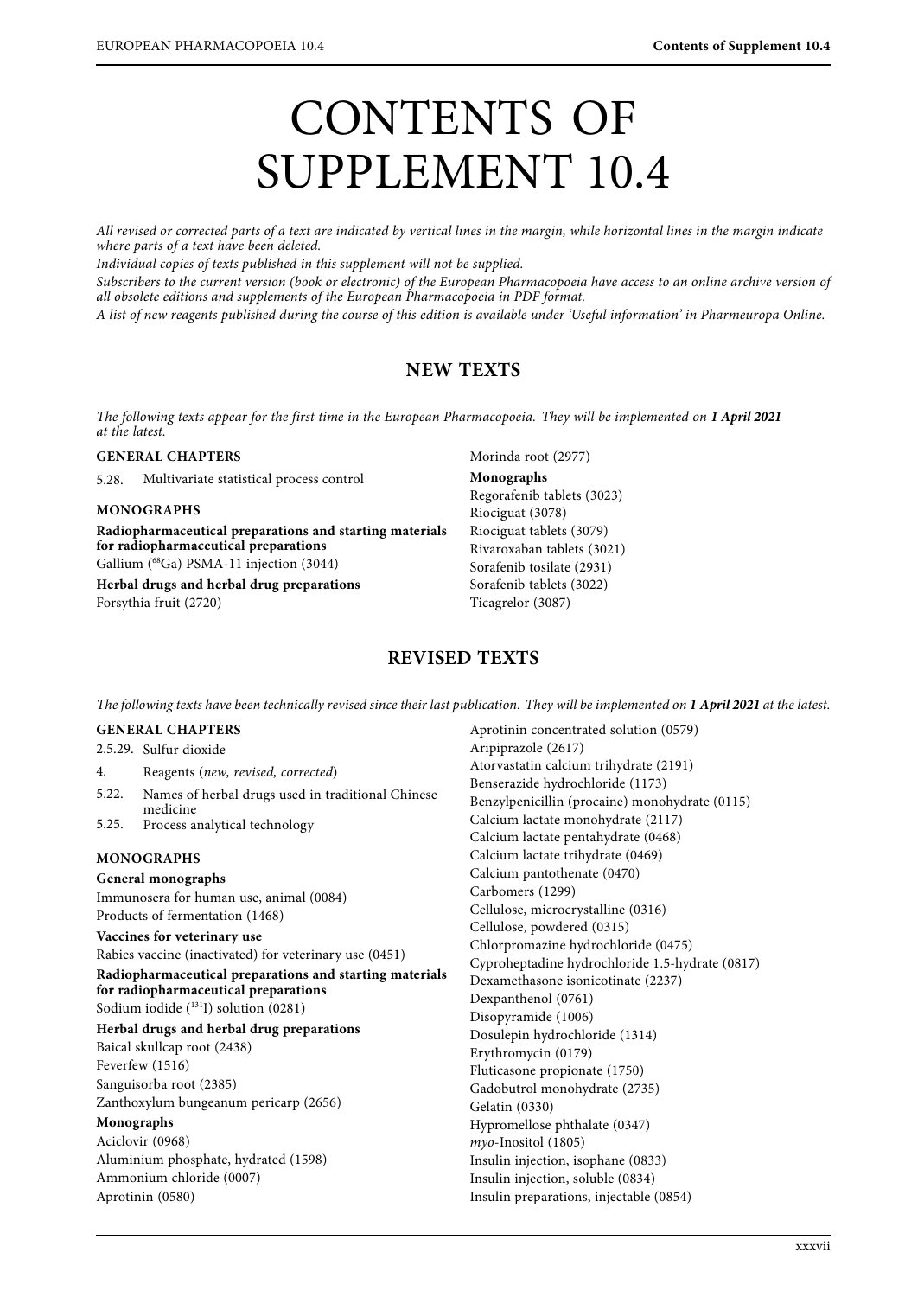# CONTENTS OF SUPPLEMENT 10.4

*All revised or corrected parts of a text are indicated by vertical lines in the margin, while horizontal lines in the margin indicate where parts of a text have been deleted.*

*Individual copies of texts published in this supplement will not be supplied.*

*Subscribers to the current version (book or electronic) of the European Pharmacopoeia have access to an online archive version of all obsolete editions and supplements of the European Pharmacopoeia in PDF format.*

*A list of new reagents published during the course of this edition is available under 'Useful information' in Pharmeuropa Online.*

## NEW TEXTS

*The following texts appear for the first time in the European Pharmacopoeia. They will be implemented on **1 April 2021** at the latest.*

### GENERAL CHAPTERS

5.28. Multivariate statistical process control

### MONOGRAPHS

**Radiopharmaceutical preparations and starting materials for radiopharmaceutical preparations**

Gallium ($^{68}$Ga) PSMA-11 injection (3044)

**Herbal drugs and herbal drug preparations**

Forsythia fruit (2720)

Morinda root (2977)

**Monographs**

Regorafenib tablets (3023)

Riociguat (3078)

Riociguat tablets (3079)

Rivaroxaban tablets (3021)

Sorafenib tosilate (2931)

Sorafenib tablets (3022)

Ticagrelor (3087)

## REVISED TEXTS

*The following texts have been technically revised since their last publication. They will be implemented on **1 April 2021** at the latest.*

### GENERAL CHAPTERS

2.5.29. Sulfur dioxide

4. Reagents (*new, revised, corrected*)

5.22. Names of herbal drugs used in traditional Chinese medicine

5.25. Process analytical technology

### MONOGRAPHS

**General monographs**

Immunosera for human use, animal (0084)

Products of fermentation (1468)

**Vaccines for veterinary use**

Rabies vaccine (inactivated) for veterinary use (0451)

**Radiopharmaceutical preparations and starting materials for radiopharmaceutical preparations**

Sodium iodide ($^{131}$I) solution (0281)

**Herbal drugs and herbal drug preparations**

Baical skullcap root (2438)

Feverfew (1516)

Sanguisorba root (2385)

Zanthoxylum bungeanum pericarp (2656)

**Monographs**

Aciclovir (0968)

Aluminium phosphate, hydrated (1598)

Ammonium chloride (0007)

Aprotinin (0580)

Aprotinin concentrated solution (0579)

Aripiprazole (2617)

Atorvastatin calcium trihydrate (2191)

Benserazide hydrochloride (1173)

Benzylpenicillin (procaine) monohydrate (0115)

Calcium lactate monohydrate (2117)

Calcium lactate pentahydrate (0468)

Calcium lactate trihydrate (0469)

Calcium pantothenate (0470)

Carbomers (1299)

Cellulose, microcrystalline (0316)

Cellulose, powdered (0315)

Chlorpromazine hydrochloride (0475)

Cyproheptadine hydrochloride 1.5-hydrate (0817)

Dexamethasone isonicotinate (2237)

Dexpanthenol (0761)

Disopyramide (1006)

Dosulepin hydrochloride (1314)

Erythromycin (0179)

Fluticasone propionate (1750)

Gadobutrol monohydrate (2735)

Gelatin (0330)

Hypromellose phthalate (0347)

*myo*-Inositol (1805)

Insulin injection, isophane (0833)

Insulin injection, soluble (0834)

Insulin preparations, injectable (0854)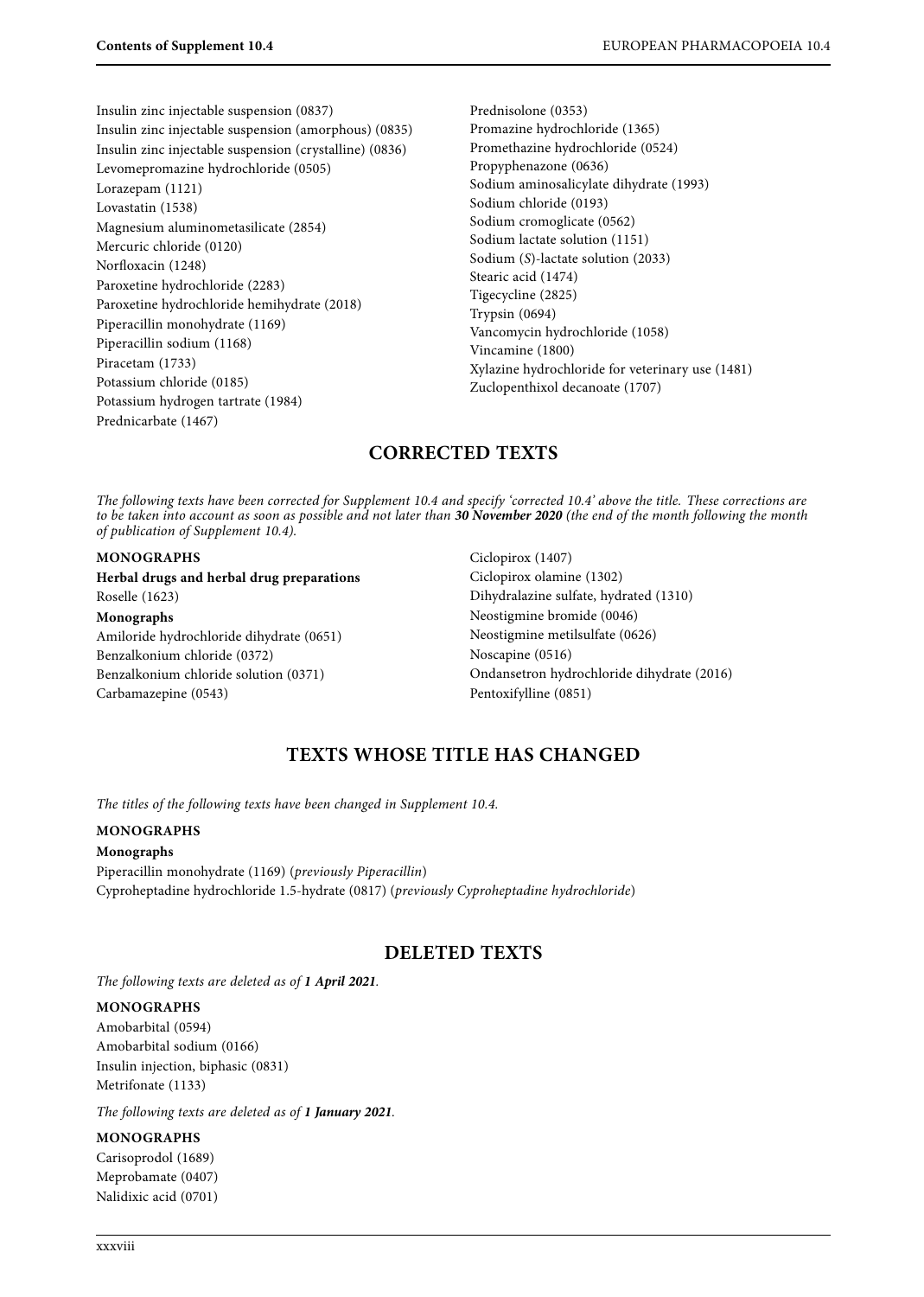Insulin zinc injectable suspension (0837)
Insulin zinc injectable suspension (amorphous) (0835)
Insulin zinc injectable suspension (crystalline) (0836)
Levomepromazine hydrochloride (0505)
Lorazepam (1121)
Lovastatin (1538)
Magnesium aluminometasilicate (2854)
Mercuric chloride (0120)
Norfloxacin (1248)
Paroxetine hydrochloride (2283)
Paroxetine hydrochloride hemihydrate (2018)
Piperacillin monohydrate (1169)
Piperacillin sodium (1168)
Piracetam (1733)
Potassium chloride (0185)
Potassium hydrogen tartrate (1984)
Prednicarbate (1467)
Prednisolone (0353)
Promazine hydrochloride (1365)
Promethazine hydrochloride (0524)
Propyphenazone (0636)
Sodium aminosalicylate dihydrate (1993)
Sodium chloride (0193)
Sodium cromoglicate (0562)
Sodium lactate solution (1151)
Sodium (*S*)-lactate solution (2033)
Stearic acid (1474)
Tigecycline (2825)
Trypsin (0694)
Vancomycin hydrochloride (1058)
Vincamine (1800)
Xylazine hydrochloride for veterinary use (1481)
Zuclopenthixol decanoate (1707)

## CORRECTED TEXTS

*The following texts have been corrected for Supplement 10.4 and specify 'corrected 10.4' above the title. These corrections are to be taken into account as soon as possible and not later than **30 November 2020** (the end of the month following the month of publication of Supplement 10.4).*

**MONOGRAPHS**

**Herbal drugs and herbal drug preparations**

Roselle (1623)

**Monographs**

Amiloride hydrochloride dihydrate (0651)
Benzalkonium chloride (0372)
Benzalkonium chloride solution (0371)
Carbamazepine (0543)
Ciclopirox (1407)
Ciclopirox olamine (1302)
Dihydralazine sulfate, hydrated (1310)
Neostigmine bromide (0046)
Neostigmine metilsulfate (0626)
Noscapine (0516)
Ondansetron hydrochloride dihydrate (2016)
Pentoxifylline (0851)

## TEXTS WHOSE TITLE HAS CHANGED

*The titles of the following texts have been changed in Supplement 10.4.*

**MONOGRAPHS**

**Monographs**

Piperacillin monohydrate (1169) (*previously Piperacillin*)
Cyproheptadine hydrochloride 1.5-hydrate (0817) (*previously Cyproheptadine hydrochloride*)

## DELETED TEXTS

*The following texts are deleted as of **1 April 2021**.*

**MONOGRAPHS**

Amobarbital (0594)
Amobarbital sodium (0166)
Insulin injection, biphasic (0831)
Metrifonate (1133)

*The following texts are deleted as of **1 January 2021**.*

**MONOGRAPHS**

Carisoprodol (1689)
Meprobamate (0407)
Nalidixic acid (0701)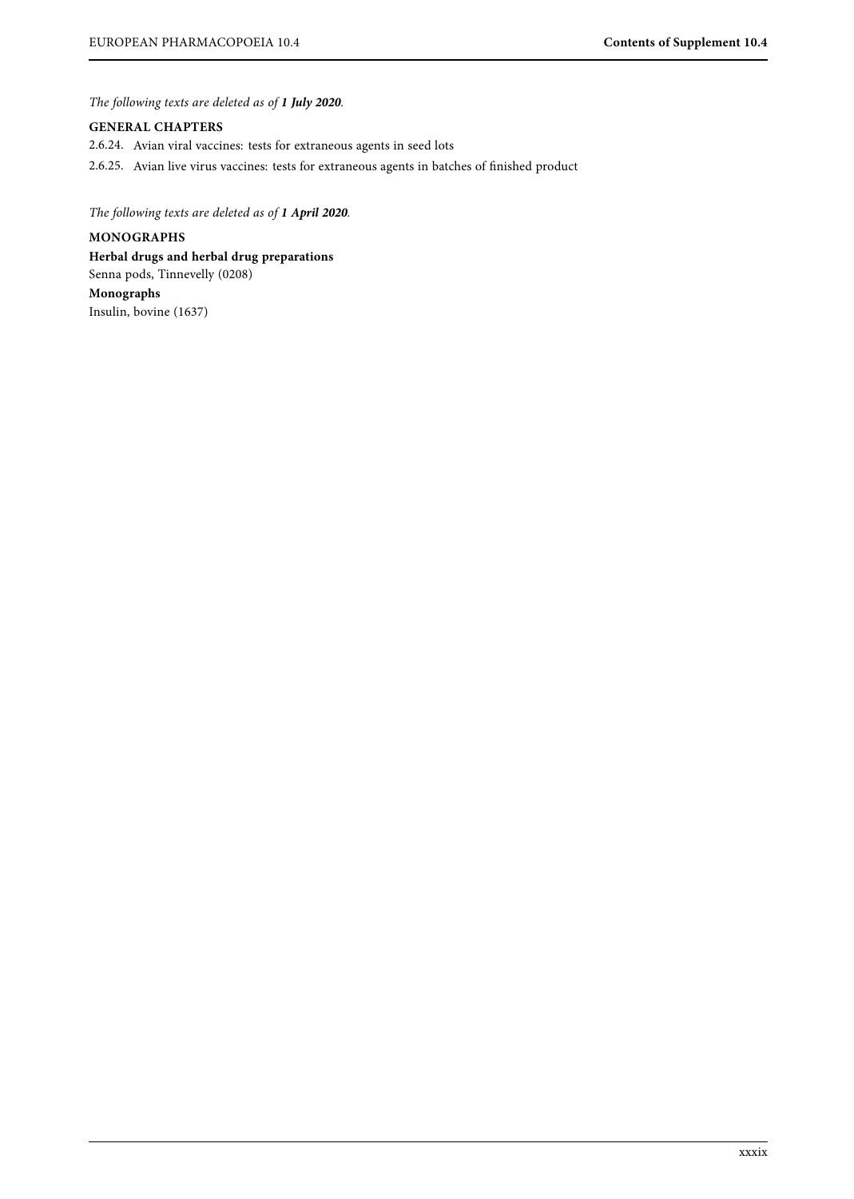*The following texts are deleted as of **1 July 2020**.*

**GENERAL CHAPTERS**

2.6.24. Avian viral vaccines: tests for extraneous agents in seed lots

2.6.25. Avian live virus vaccines: tests for extraneous agents in batches of finished product

*The following texts are deleted as of **1 April 2020**.*

**MONOGRAPHS**

**Herbal drugs and herbal drug preparations**

Senna pods, Tinnevelly (0208)

**Monographs**

Insulin, bovine (1637)